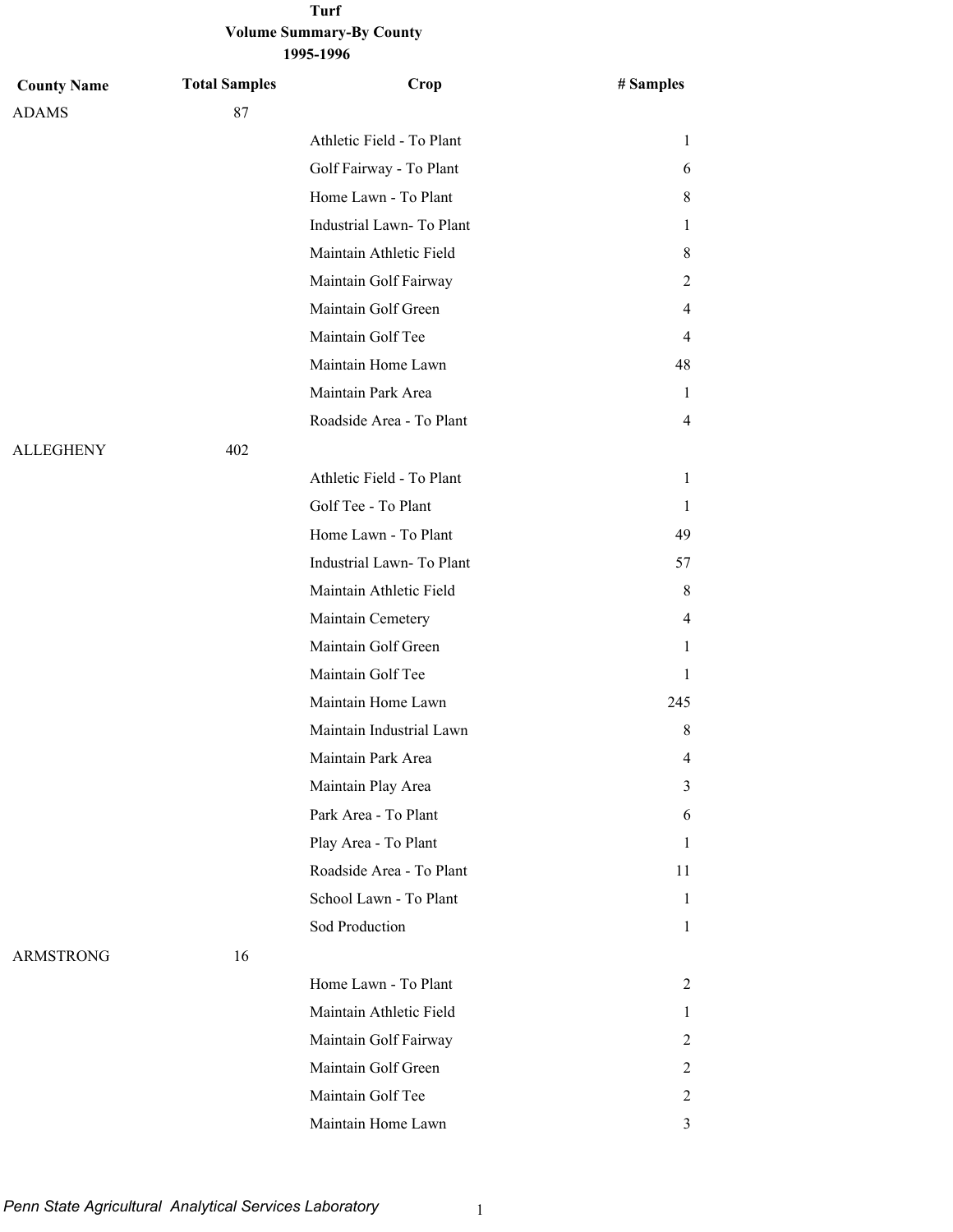# Turf

## Volume Summary-By County

### 1995-1996

| County Name | Total Samples | Crop | # Samples |
|---|---|---|---|
| ADAMS | 87 | | |
| | | Athletic Field - To Plant | 1 |
| | | Golf Fairway - To Plant | 6 |
| | | Home Lawn - To Plant | 8 |
| | | Industrial Lawn- To Plant | 1 |
| | | Maintain Athletic Field | 8 |
| | | Maintain Golf Fairway | 2 |
| | | Maintain Golf Green | 4 |
| | | Maintain Golf Tee | 4 |
| | | Maintain Home Lawn | 48 |
| | | Maintain Park Area | 1 |
| | | Roadside Area - To Plant | 4 |
| ALLEGHENY | 402 | | |
| | | Athletic Field - To Plant | 1 |
| | | Golf Tee - To Plant | 1 |
| | | Home Lawn - To Plant | 49 |
| | | Industrial Lawn- To Plant | 57 |
| | | Maintain Athletic Field | 8 |
| | | Maintain Cemetery | 4 |
| | | Maintain Golf Green | 1 |
| | | Maintain Golf Tee | 1 |
| | | Maintain Home Lawn | 245 |
| | | Maintain Industrial Lawn | 8 |
| | | Maintain Park Area | 4 |
| | | Maintain Play Area | 3 |
| | | Park Area - To Plant | 6 |
| | | Play Area - To Plant | 1 |
| | | Roadside Area - To Plant | 11 |
| | | School Lawn - To Plant | 1 |
| | | Sod Production | 1 |
| ARMSTRONG | 16 | | |
| | | Home Lawn - To Plant | 2 |
| | | Maintain Athletic Field | 1 |
| | | Maintain Golf Fairway | 2 |
| | | Maintain Golf Green | 2 |
| | | Maintain Golf Tee | 2 |
| | | Maintain Home Lawn | 3 |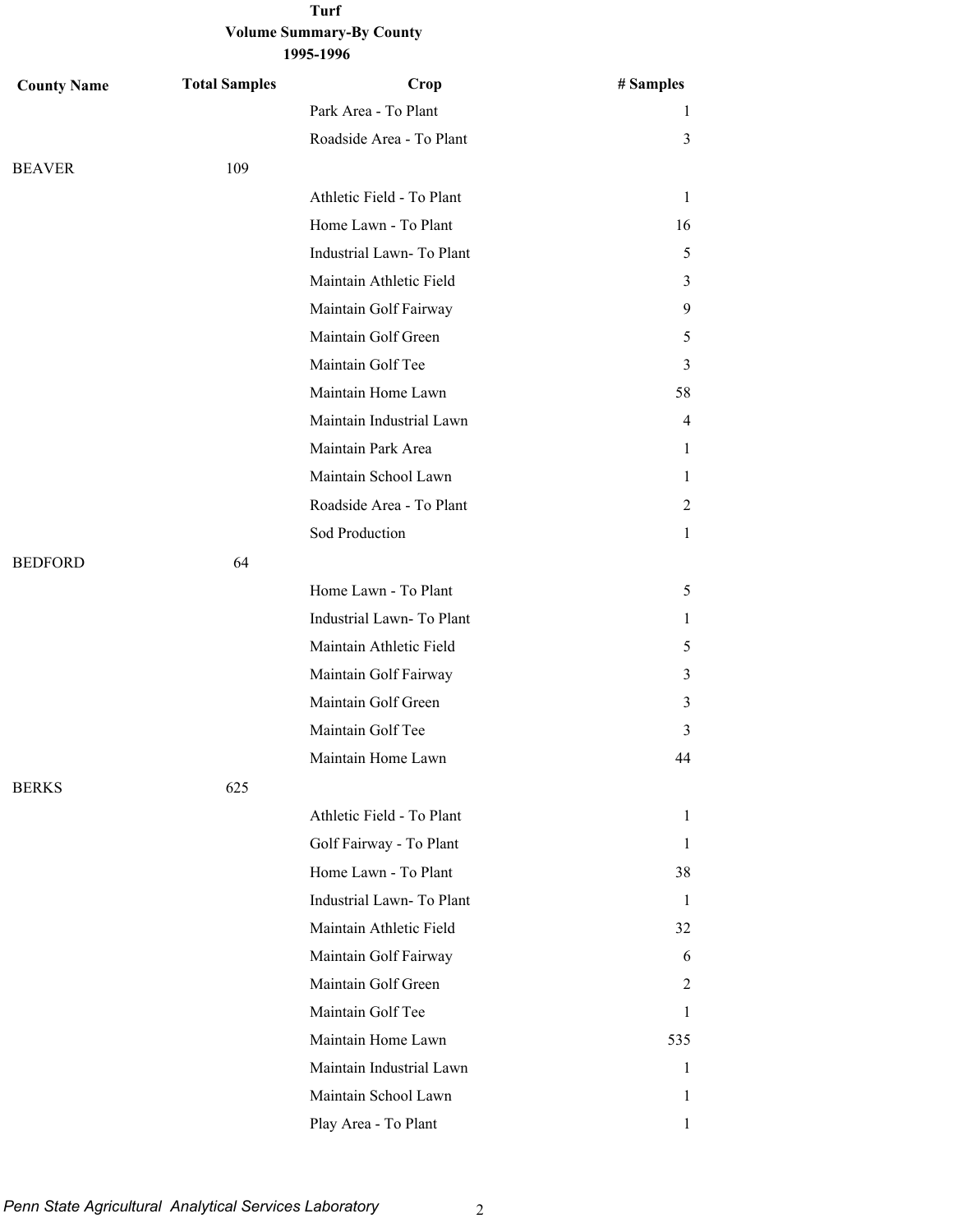**Turf**
**Volume Summary-By County**
**1995-1996**

| County Name | Total Samples | Crop | # Samples |
|---|---|---|---|
| | | Park Area - To Plant | 1 |
| | | Roadside Area - To Plant | 3 |
| BEAVER | 109 | | |
| | | Athletic Field - To Plant | 1 |
| | | Home Lawn - To Plant | 16 |
| | | Industrial Lawn- To Plant | 5 |
| | | Maintain Athletic Field | 3 |
| | | Maintain Golf Fairway | 9 |
| | | Maintain Golf Green | 5 |
| | | Maintain Golf Tee | 3 |
| | | Maintain Home Lawn | 58 |
| | | Maintain Industrial Lawn | 4 |
| | | Maintain Park Area | 1 |
| | | Maintain School Lawn | 1 |
| | | Roadside Area - To Plant | 2 |
| | | Sod Production | 1 |
| BEDFORD | 64 | | |
| | | Home Lawn - To Plant | 5 |
| | | Industrial Lawn- To Plant | 1 |
| | | Maintain Athletic Field | 5 |
| | | Maintain Golf Fairway | 3 |
| | | Maintain Golf Green | 3 |
| | | Maintain Golf Tee | 3 |
| | | Maintain Home Lawn | 44 |
| BERKS | 625 | | |
| | | Athletic Field - To Plant | 1 |
| | | Golf Fairway - To Plant | 1 |
| | | Home Lawn - To Plant | 38 |
| | | Industrial Lawn- To Plant | 1 |
| | | Maintain Athletic Field | 32 |
| | | Maintain Golf Fairway | 6 |
| | | Maintain Golf Green | 2 |
| | | Maintain Golf Tee | 1 |
| | | Maintain Home Lawn | 535 |
| | | Maintain Industrial Lawn | 1 |
| | | Maintain School Lawn | 1 |
| | | Play Area - To Plant | 1 |

*Penn State Agricultural Analytical Services Laboratory*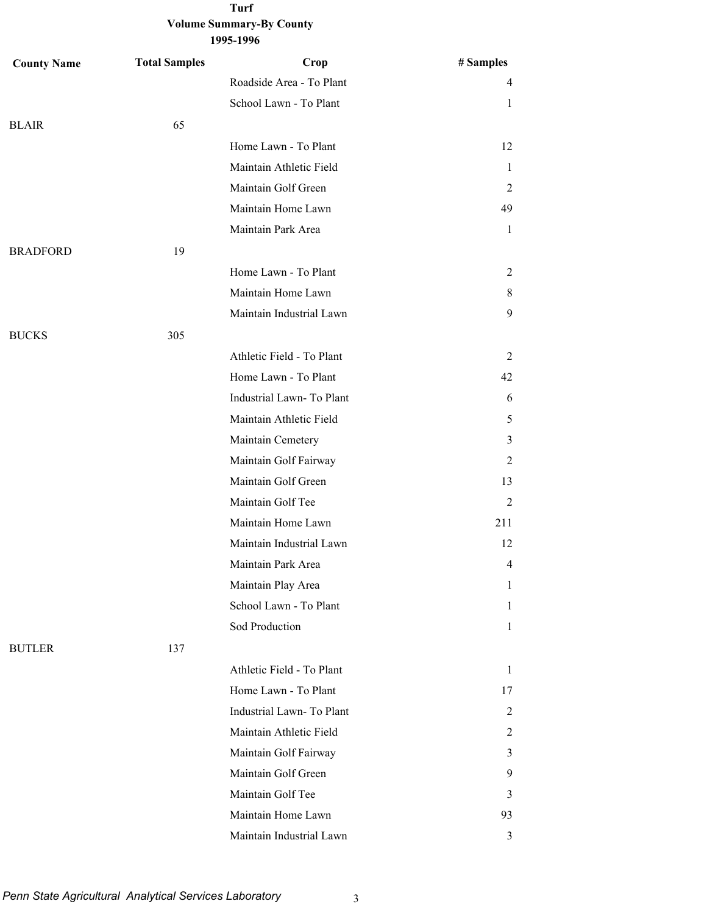**Turf**
**Volume Summary-By County**
**1995-1996**

| County Name | Total Samples | Crop | # Samples |
|---|---|---|---|
| | | Roadside Area - To Plant | 4 |
| | | School Lawn - To Plant | 1 |
| BLAIR | 65 | | |
| | | Home Lawn - To Plant | 12 |
| | | Maintain Athletic Field | 1 |
| | | Maintain Golf Green | 2 |
| | | Maintain Home Lawn | 49 |
| | | Maintain Park Area | 1 |
| BRADFORD | 19 | | |
| | | Home Lawn - To Plant | 2 |
| | | Maintain Home Lawn | 8 |
| | | Maintain Industrial Lawn | 9 |
| BUCKS | 305 | | |
| | | Athletic Field - To Plant | 2 |
| | | Home Lawn - To Plant | 42 |
| | | Industrial Lawn- To Plant | 6 |
| | | Maintain Athletic Field | 5 |
| | | Maintain Cemetery | 3 |
| | | Maintain Golf Fairway | 2 |
| | | Maintain Golf Green | 13 |
| | | Maintain Golf Tee | 2 |
| | | Maintain Home Lawn | 211 |
| | | Maintain Industrial Lawn | 12 |
| | | Maintain Park Area | 4 |
| | | Maintain Play Area | 1 |
| | | School Lawn - To Plant | 1 |
| | | Sod Production | 1 |
| BUTLER | 137 | | |
| | | Athletic Field - To Plant | 1 |
| | | Home Lawn - To Plant | 17 |
| | | Industrial Lawn- To Plant | 2 |
| | | Maintain Athletic Field | 2 |
| | | Maintain Golf Fairway | 3 |
| | | Maintain Golf Green | 9 |
| | | Maintain Golf Tee | 3 |
| | | Maintain Home Lawn | 93 |
| | | Maintain Industrial Lawn | 3 |

*Penn State Agricultural Analytical Services Laboratory*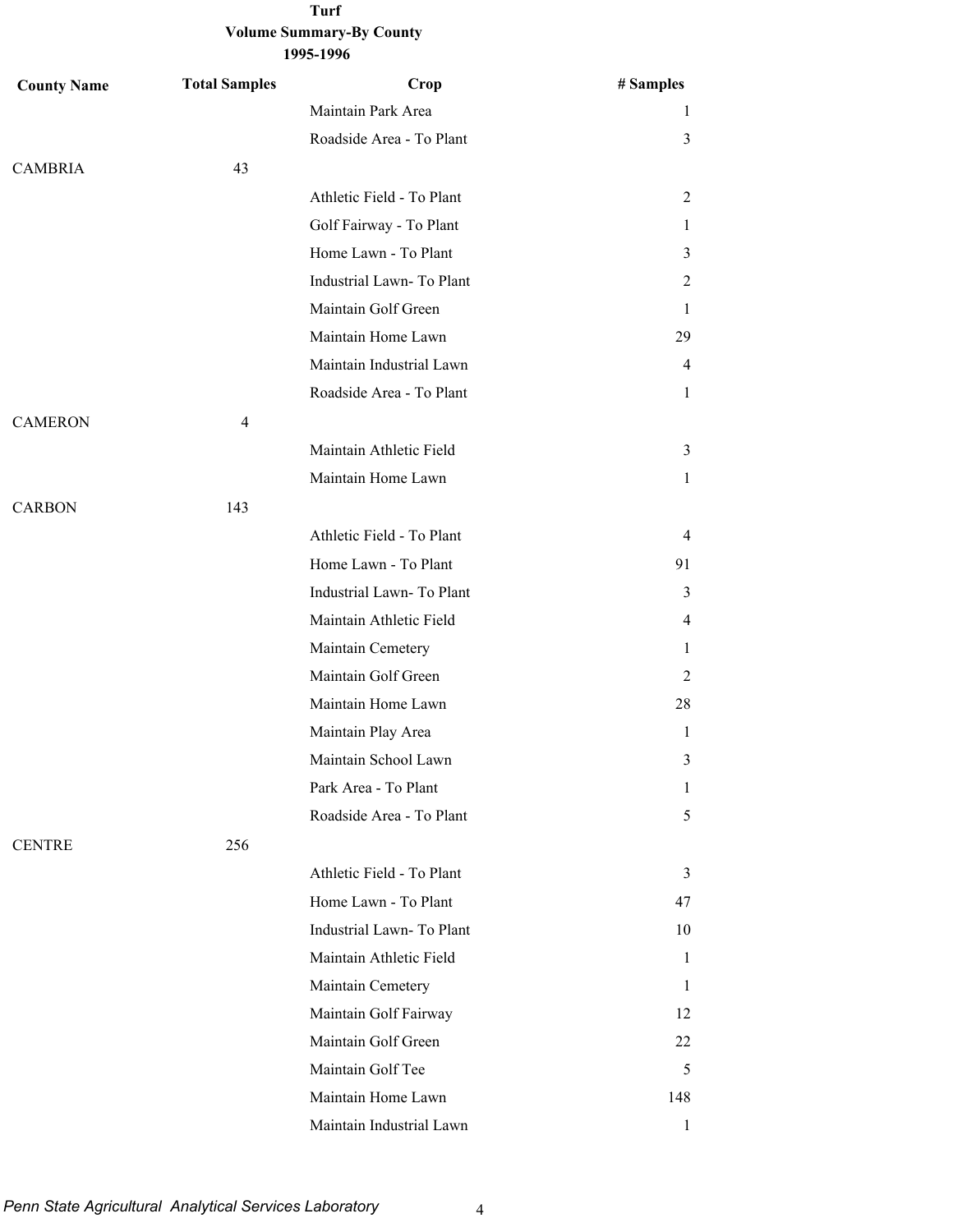**Turf**
**Volume Summary-By County**
**1995-1996**

| County Name | Total Samples | Crop | # Samples |
|---|---|---|---|
| | | Maintain Park Area | 1 |
| | | Roadside Area - To Plant | 3 |
| CAMBRIA | 43 | | |
| | | Athletic Field - To Plant | 2 |
| | | Golf Fairway - To Plant | 1 |
| | | Home Lawn - To Plant | 3 |
| | | Industrial Lawn- To Plant | 2 |
| | | Maintain Golf Green | 1 |
| | | Maintain Home Lawn | 29 |
| | | Maintain Industrial Lawn | 4 |
| | | Roadside Area - To Plant | 1 |
| CAMERON | 4 | | |
| | | Maintain Athletic Field | 3 |
| | | Maintain Home Lawn | 1 |
| CARBON | 143 | | |
| | | Athletic Field - To Plant | 4 |
| | | Home Lawn - To Plant | 91 |
| | | Industrial Lawn- To Plant | 3 |
| | | Maintain Athletic Field | 4 |
| | | Maintain Cemetery | 1 |
| | | Maintain Golf Green | 2 |
| | | Maintain Home Lawn | 28 |
| | | Maintain Play Area | 1 |
| | | Maintain School Lawn | 3 |
| | | Park Area - To Plant | 1 |
| | | Roadside Area - To Plant | 5 |
| CENTRE | 256 | | |
| | | Athletic Field - To Plant | 3 |
| | | Home Lawn - To Plant | 47 |
| | | Industrial Lawn- To Plant | 10 |
| | | Maintain Athletic Field | 1 |
| | | Maintain Cemetery | 1 |
| | | Maintain Golf Fairway | 12 |
| | | Maintain Golf Green | 22 |
| | | Maintain Golf Tee | 5 |
| | | Maintain Home Lawn | 148 |
| | | Maintain Industrial Lawn | 1 |

*Penn State Agricultural Analytical Services Laboratory*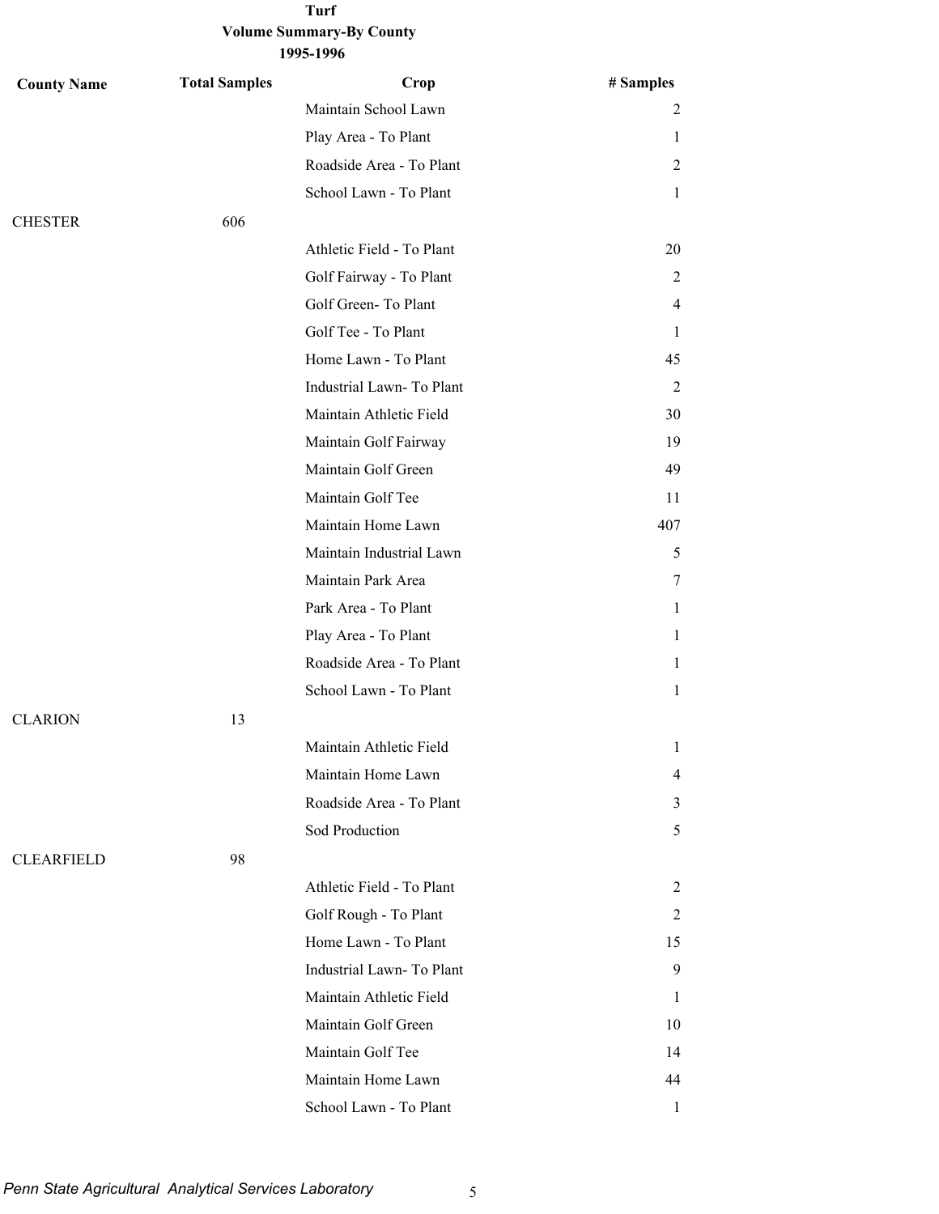**Turf**
**Volume Summary-By County**
**1995-1996**

| County Name | Total Samples | Crop | # Samples |
|---|---|---|---|
| | | Maintain School Lawn | 2 |
| | | Play Area - To Plant | 1 |
| | | Roadside Area - To Plant | 2 |
| | | School Lawn - To Plant | 1 |
| CHESTER | 606 | | |
| | | Athletic Field - To Plant | 20 |
| | | Golf Fairway - To Plant | 2 |
| | | Golf Green- To Plant | 4 |
| | | Golf Tee - To Plant | 1 |
| | | Home Lawn - To Plant | 45 |
| | | Industrial Lawn- To Plant | 2 |
| | | Maintain Athletic Field | 30 |
| | | Maintain Golf Fairway | 19 |
| | | Maintain Golf Green | 49 |
| | | Maintain Golf Tee | 11 |
| | | Maintain Home Lawn | 407 |
| | | Maintain Industrial Lawn | 5 |
| | | Maintain Park Area | 7 |
| | | Park Area - To Plant | 1 |
| | | Play Area - To Plant | 1 |
| | | Roadside Area - To Plant | 1 |
| | | School Lawn - To Plant | 1 |
| CLARION | 13 | | |
| | | Maintain Athletic Field | 1 |
| | | Maintain Home Lawn | 4 |
| | | Roadside Area - To Plant | 3 |
| | | Sod Production | 5 |
| CLEARFIELD | 98 | | |
| | | Athletic Field - To Plant | 2 |
| | | Golf Rough - To Plant | 2 |
| | | Home Lawn - To Plant | 15 |
| | | Industrial Lawn- To Plant | 9 |
| | | Maintain Athletic Field | 1 |
| | | Maintain Golf Green | 10 |
| | | Maintain Golf Tee | 14 |
| | | Maintain Home Lawn | 44 |
| | | School Lawn - To Plant | 1 |

*Penn State Agricultural Analytical Services Laboratory*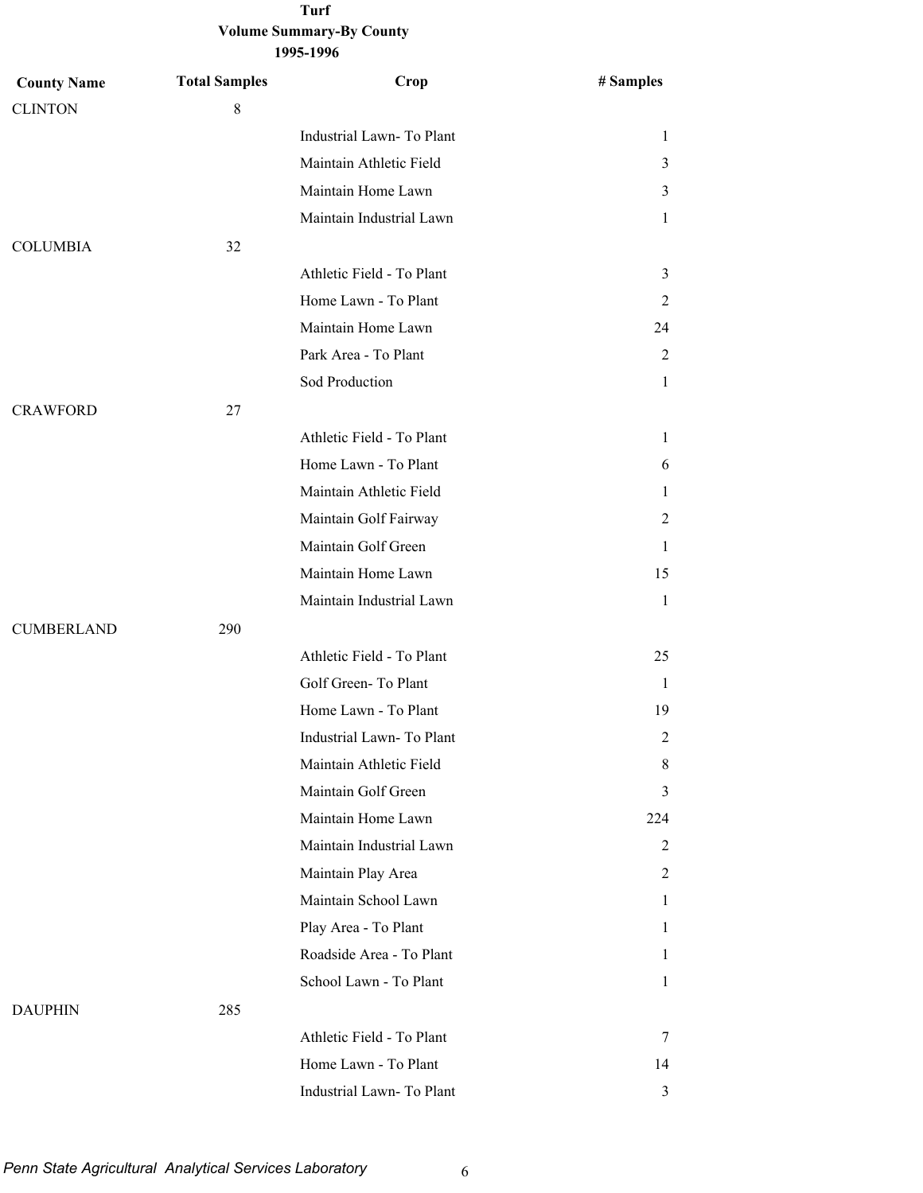**Turf**
**Volume Summary-By County**
**1995-1996**

| County Name | Total Samples | Crop | # Samples |
|---|---|---|---|
| CLINTON | 8 | | |
| | | Industrial Lawn- To Plant | 1 |
| | | Maintain Athletic Field | 3 |
| | | Maintain Home Lawn | 3 |
| | | Maintain Industrial Lawn | 1 |
| COLUMBIA | 32 | | |
| | | Athletic Field - To Plant | 3 |
| | | Home Lawn - To Plant | 2 |
| | | Maintain Home Lawn | 24 |
| | | Park Area - To Plant | 2 |
| | | Sod Production | 1 |
| CRAWFORD | 27 | | |
| | | Athletic Field - To Plant | 1 |
| | | Home Lawn - To Plant | 6 |
| | | Maintain Athletic Field | 1 |
| | | Maintain Golf Fairway | 2 |
| | | Maintain Golf Green | 1 |
| | | Maintain Home Lawn | 15 |
| | | Maintain Industrial Lawn | 1 |
| CUMBERLAND | 290 | | |
| | | Athletic Field - To Plant | 25 |
| | | Golf Green- To Plant | 1 |
| | | Home Lawn - To Plant | 19 |
| | | Industrial Lawn- To Plant | 2 |
| | | Maintain Athletic Field | 8 |
| | | Maintain Golf Green | 3 |
| | | Maintain Home Lawn | 224 |
| | | Maintain Industrial Lawn | 2 |
| | | Maintain Play Area | 2 |
| | | Maintain School Lawn | 1 |
| | | Play Area - To Plant | 1 |
| | | Roadside Area - To Plant | 1 |
| | | School Lawn - To Plant | 1 |
| DAUPHIN | 285 | | |
| | | Athletic Field - To Plant | 7 |
| | | Home Lawn - To Plant | 14 |
| | | Industrial Lawn- To Plant | 3 |

*Penn State Agricultural Analytical Services Laboratory*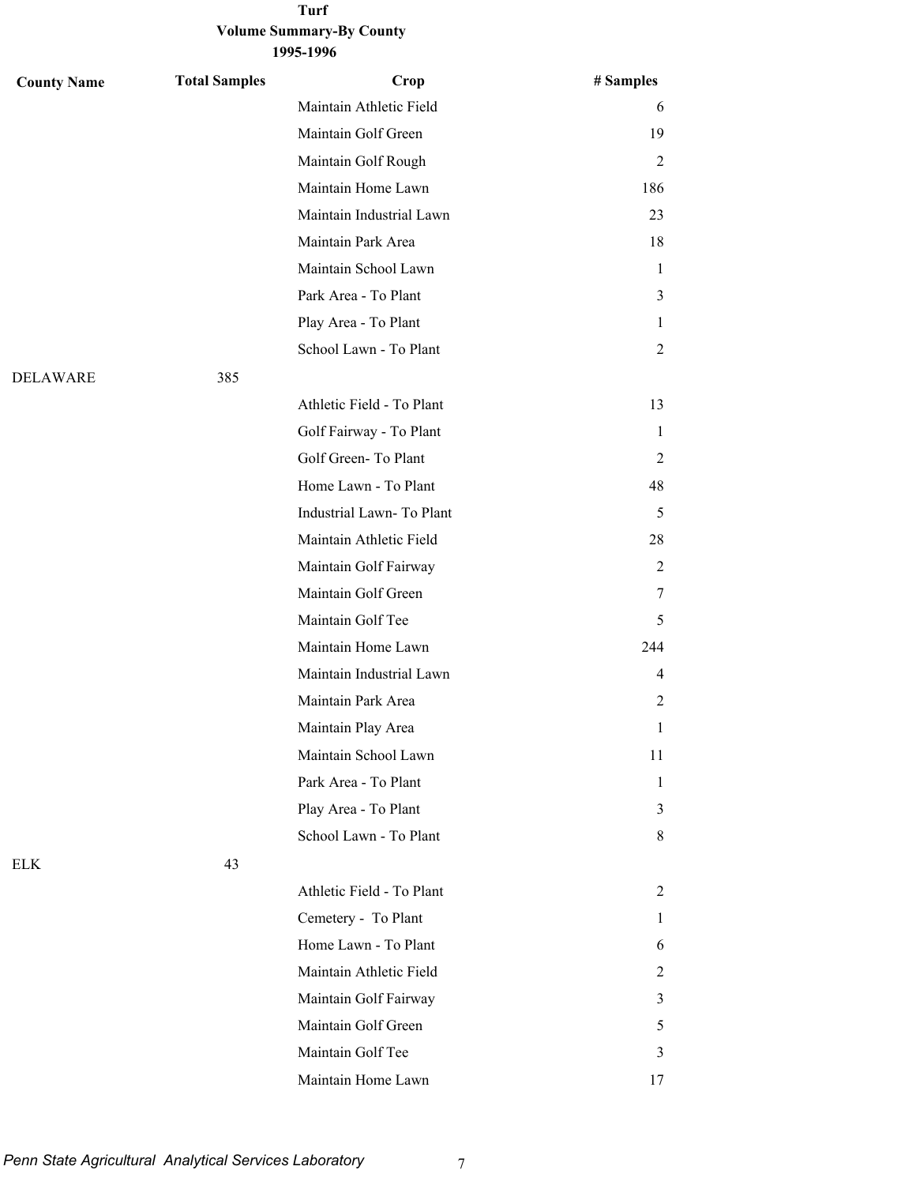**Turf**

**Volume Summary-By County**

**1995-1996**

| County Name | Total Samples | Crop | # Samples |
|---|---|---|---|
| | | Maintain Athletic Field | 6 |
| | | Maintain Golf Green | 19 |
| | | Maintain Golf Rough | 2 |
| | | Maintain Home Lawn | 186 |
| | | Maintain Industrial Lawn | 23 |
| | | Maintain Park Area | 18 |
| | | Maintain School Lawn | 1 |
| | | Park Area - To Plant | 3 |
| | | Play Area - To Plant | 1 |
| | | School Lawn - To Plant | 2 |
| DELAWARE | 385 | | |
| | | Athletic Field - To Plant | 13 |
| | | Golf Fairway - To Plant | 1 |
| | | Golf Green- To Plant | 2 |
| | | Home Lawn - To Plant | 48 |
| | | Industrial Lawn- To Plant | 5 |
| | | Maintain Athletic Field | 28 |
| | | Maintain Golf Fairway | 2 |
| | | Maintain Golf Green | 7 |
| | | Maintain Golf Tee | 5 |
| | | Maintain Home Lawn | 244 |
| | | Maintain Industrial Lawn | 4 |
| | | Maintain Park Area | 2 |
| | | Maintain Play Area | 1 |
| | | Maintain School Lawn | 11 |
| | | Park Area - To Plant | 1 |
| | | Play Area - To Plant | 3 |
| | | School Lawn - To Plant | 8 |
| ELK | 43 | | |
| | | Athletic Field - To Plant | 2 |
| | | Cemetery - To Plant | 1 |
| | | Home Lawn - To Plant | 6 |
| | | Maintain Athletic Field | 2 |
| | | Maintain Golf Fairway | 3 |
| | | Maintain Golf Green | 5 |
| | | Maintain Golf Tee | 3 |
| | | Maintain Home Lawn | 17 |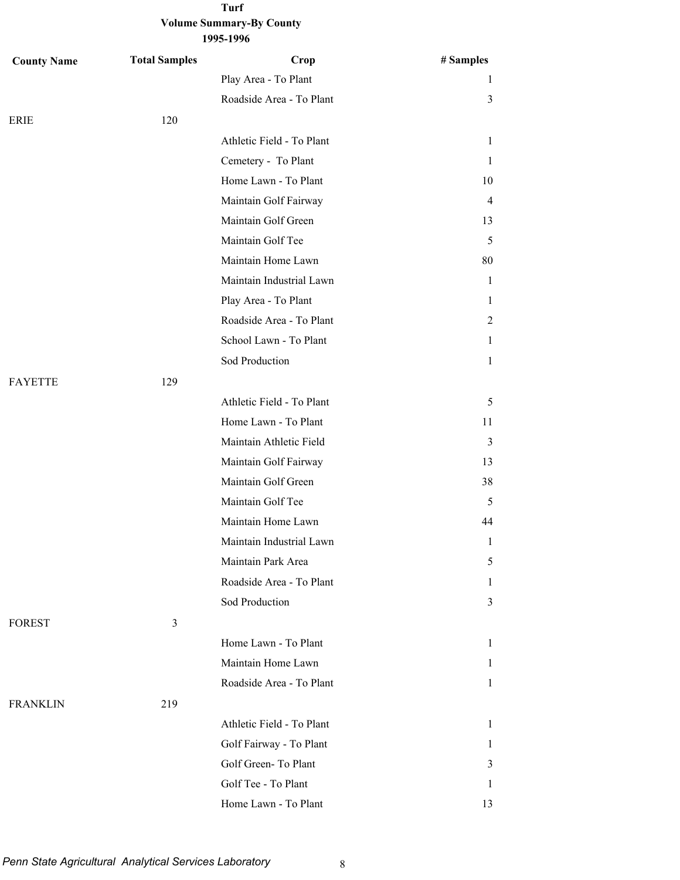**Turf**
**Volume Summary-By County**
**1995-1996**

| County Name | Total Samples | Crop | # Samples |
|---|---|---|---|
| | | Play Area - To Plant | 1 |
| | | Roadside Area - To Plant | 3 |
| ERIE | 120 | | |
| | | Athletic Field - To Plant | 1 |
| | | Cemetery - To Plant | 1 |
| | | Home Lawn - To Plant | 10 |
| | | Maintain Golf Fairway | 4 |
| | | Maintain Golf Green | 13 |
| | | Maintain Golf Tee | 5 |
| | | Maintain Home Lawn | 80 |
| | | Maintain Industrial Lawn | 1 |
| | | Play Area - To Plant | 1 |
| | | Roadside Area - To Plant | 2 |
| | | School Lawn - To Plant | 1 |
| | | Sod Production | 1 |
| FAYETTE | 129 | | |
| | | Athletic Field - To Plant | 5 |
| | | Home Lawn - To Plant | 11 |
| | | Maintain Athletic Field | 3 |
| | | Maintain Golf Fairway | 13 |
| | | Maintain Golf Green | 38 |
| | | Maintain Golf Tee | 5 |
| | | Maintain Home Lawn | 44 |
| | | Maintain Industrial Lawn | 1 |
| | | Maintain Park Area | 5 |
| | | Roadside Area - To Plant | 1 |
| | | Sod Production | 3 |
| FOREST | 3 | | |
| | | Home Lawn - To Plant | 1 |
| | | Maintain Home Lawn | 1 |
| | | Roadside Area - To Plant | 1 |
| FRANKLIN | 219 | | |
| | | Athletic Field - To Plant | 1 |
| | | Golf Fairway - To Plant | 1 |
| | | Golf Green- To Plant | 3 |
| | | Golf Tee - To Plant | 1 |
| | | Home Lawn - To Plant | 13 |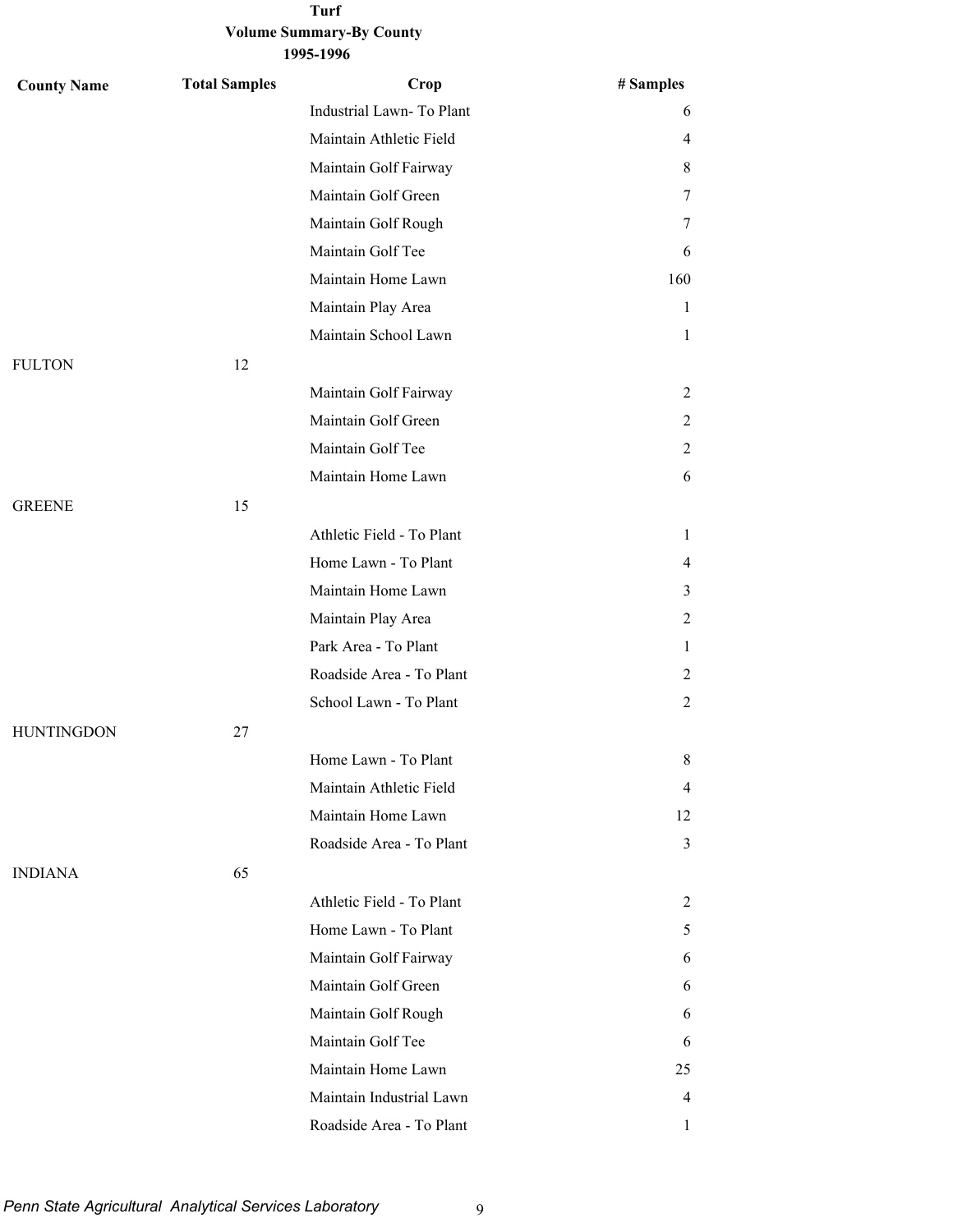**Turf**
**Volume Summary-By County**
**1995-1996**

| County Name | Total Samples | Crop | # Samples |
|---|---|---|---|
| | | Industrial Lawn- To Plant | 6 |
| | | Maintain Athletic Field | 4 |
| | | Maintain Golf Fairway | 8 |
| | | Maintain Golf Green | 7 |
| | | Maintain Golf Rough | 7 |
| | | Maintain Golf Tee | 6 |
| | | Maintain Home Lawn | 160 |
| | | Maintain Play Area | 1 |
| | | Maintain School Lawn | 1 |
| FULTON | 12 | | |
| | | Maintain Golf Fairway | 2 |
| | | Maintain Golf Green | 2 |
| | | Maintain Golf Tee | 2 |
| | | Maintain Home Lawn | 6 |
| GREENE | 15 | | |
| | | Athletic Field - To Plant | 1 |
| | | Home Lawn - To Plant | 4 |
| | | Maintain Home Lawn | 3 |
| | | Maintain Play Area | 2 |
| | | Park Area - To Plant | 1 |
| | | Roadside Area - To Plant | 2 |
| | | School Lawn - To Plant | 2 |
| HUNTINGDON | 27 | | |
| | | Home Lawn - To Plant | 8 |
| | | Maintain Athletic Field | 4 |
| | | Maintain Home Lawn | 12 |
| | | Roadside Area - To Plant | 3 |
| INDIANA | 65 | | |
| | | Athletic Field - To Plant | 2 |
| | | Home Lawn - To Plant | 5 |
| | | Maintain Golf Fairway | 6 |
| | | Maintain Golf Green | 6 |
| | | Maintain Golf Rough | 6 |
| | | Maintain Golf Tee | 6 |
| | | Maintain Home Lawn | 25 |
| | | Maintain Industrial Lawn | 4 |
| | | Roadside Area - To Plant | 1 |

*Penn State Agricultural Analytical Services Laboratory*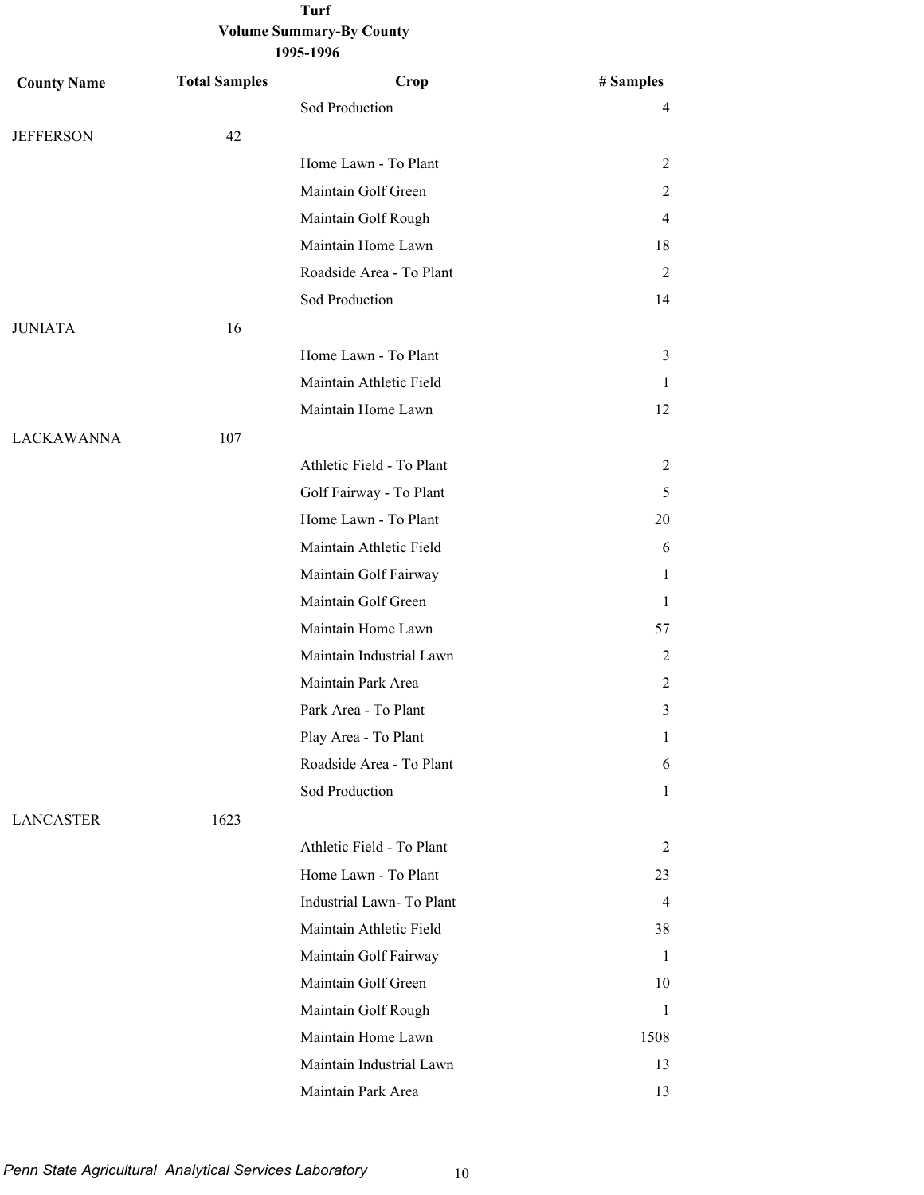**Turf**
**Volume Summary-By County**
**1995-1996**

| County Name | Total Samples | Crop | # Samples |
|---|---|---|---|
| | | Sod Production | 4 |
| JEFFERSON | 42 | | |
| | | Home Lawn - To Plant | 2 |
| | | Maintain Golf Green | 2 |
| | | Maintain Golf Rough | 4 |
| | | Maintain Home Lawn | 18 |
| | | Roadside Area - To Plant | 2 |
| | | Sod Production | 14 |
| JUNIATA | 16 | | |
| | | Home Lawn - To Plant | 3 |
| | | Maintain Athletic Field | 1 |
| | | Maintain Home Lawn | 12 |
| LACKAWANNA | 107 | | |
| | | Athletic Field - To Plant | 2 |
| | | Golf Fairway - To Plant | 5 |
| | | Home Lawn - To Plant | 20 |
| | | Maintain Athletic Field | 6 |
| | | Maintain Golf Fairway | 1 |
| | | Maintain Golf Green | 1 |
| | | Maintain Home Lawn | 57 |
| | | Maintain Industrial Lawn | 2 |
| | | Maintain Park Area | 2 |
| | | Park Area - To Plant | 3 |
| | | Play Area - To Plant | 1 |
| | | Roadside Area - To Plant | 6 |
| | | Sod Production | 1 |
| LANCASTER | 1623 | | |
| | | Athletic Field - To Plant | 2 |
| | | Home Lawn - To Plant | 23 |
| | | Industrial Lawn- To Plant | 4 |
| | | Maintain Athletic Field | 38 |
| | | Maintain Golf Fairway | 1 |
| | | Maintain Golf Green | 10 |
| | | Maintain Golf Rough | 1 |
| | | Maintain Home Lawn | 1508 |
| | | Maintain Industrial Lawn | 13 |
| | | Maintain Park Area | 13 |

*Penn State Agricultural Analytical Services Laboratory*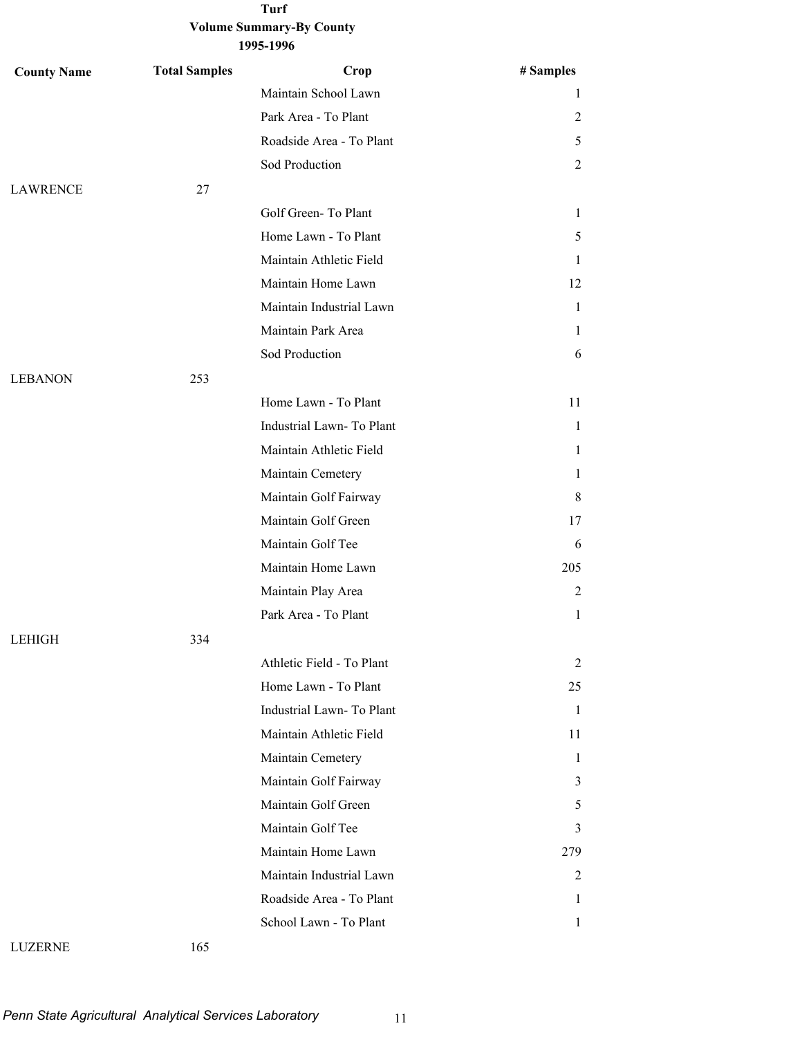**Turf**
**Volume Summary-By County**
**1995-1996**

| County Name | Total Samples | Crop | # Samples |
|---|---|---|---|
| | | Maintain School Lawn | 1 |
| | | Park Area - To Plant | 2 |
| | | Roadside Area - To Plant | 5 |
| | | Sod Production | 2 |
| LAWRENCE | 27 | | |
| | | Golf Green- To Plant | 1 |
| | | Home Lawn - To Plant | 5 |
| | | Maintain Athletic Field | 1 |
| | | Maintain Home Lawn | 12 |
| | | Maintain Industrial Lawn | 1 |
| | | Maintain Park Area | 1 |
| | | Sod Production | 6 |
| LEBANON | 253 | | |
| | | Home Lawn - To Plant | 11 |
| | | Industrial Lawn- To Plant | 1 |
| | | Maintain Athletic Field | 1 |
| | | Maintain Cemetery | 1 |
| | | Maintain Golf Fairway | 8 |
| | | Maintain Golf Green | 17 |
| | | Maintain Golf Tee | 6 |
| | | Maintain Home Lawn | 205 |
| | | Maintain Play Area | 2 |
| | | Park Area - To Plant | 1 |
| LEHIGH | 334 | | |
| | | Athletic Field - To Plant | 2 |
| | | Home Lawn - To Plant | 25 |
| | | Industrial Lawn- To Plant | 1 |
| | | Maintain Athletic Field | 11 |
| | | Maintain Cemetery | 1 |
| | | Maintain Golf Fairway | 3 |
| | | Maintain Golf Green | 5 |
| | | Maintain Golf Tee | 3 |
| | | Maintain Home Lawn | 279 |
| | | Maintain Industrial Lawn | 2 |
| | | Roadside Area - To Plant | 1 |
| | | School Lawn - To Plant | 1 |
| LUZERNE | 165 | | |

*Penn State Agricultural Analytical Services Laboratory*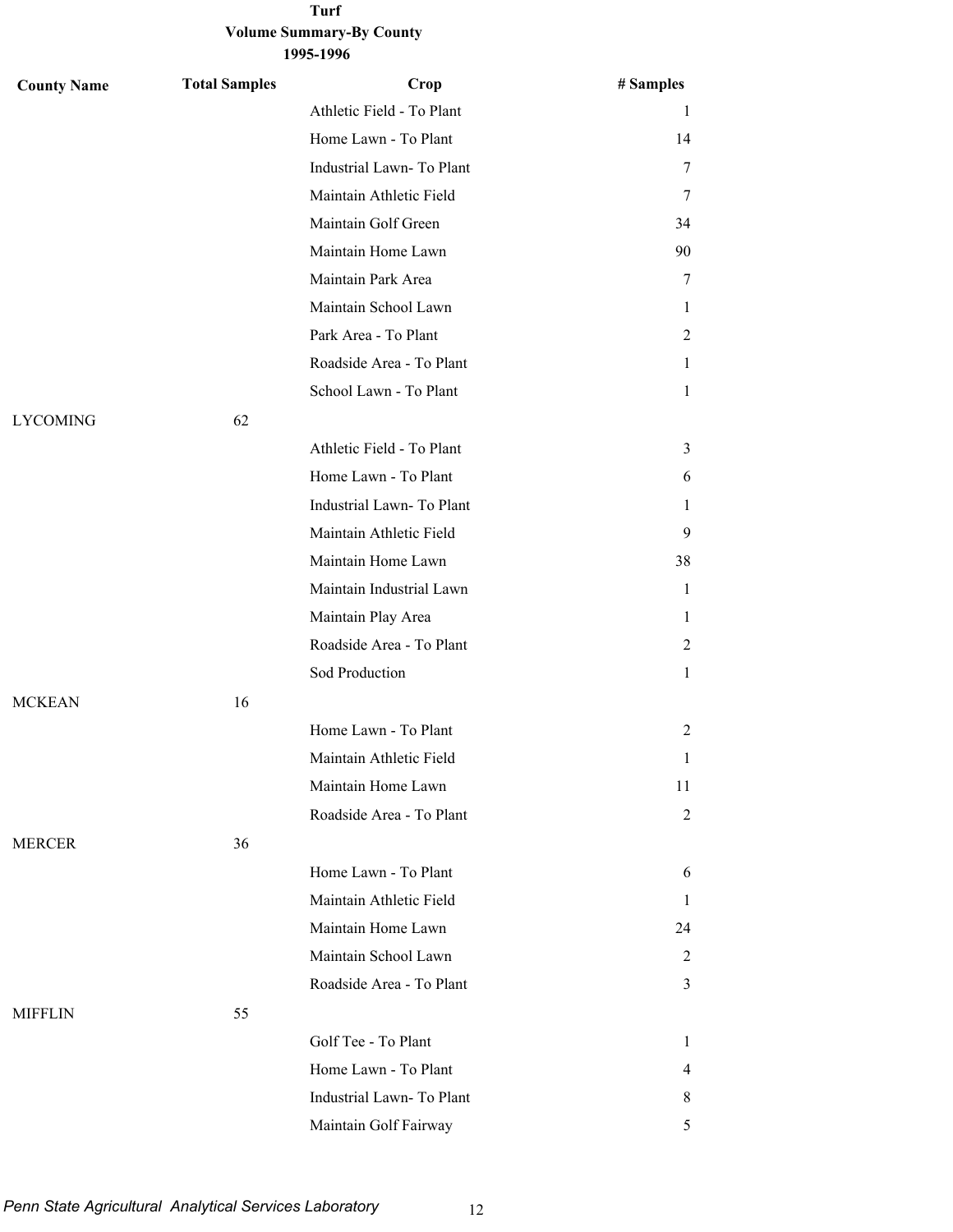**Turf**
**Volume Summary-By County**
**1995-1996**

| County Name | Total Samples | Crop | # Samples |
|---|---|---|---|
| | | Athletic Field - To Plant | 1 |
| | | Home Lawn - To Plant | 14 |
| | | Industrial Lawn- To Plant | 7 |
| | | Maintain Athletic Field | 7 |
| | | Maintain Golf Green | 34 |
| | | Maintain Home Lawn | 90 |
| | | Maintain Park Area | 7 |
| | | Maintain School Lawn | 1 |
| | | Park Area - To Plant | 2 |
| | | Roadside Area - To Plant | 1 |
| | | School Lawn - To Plant | 1 |
| LYCOMING | 62 | | |
| | | Athletic Field - To Plant | 3 |
| | | Home Lawn - To Plant | 6 |
| | | Industrial Lawn- To Plant | 1 |
| | | Maintain Athletic Field | 9 |
| | | Maintain Home Lawn | 38 |
| | | Maintain Industrial Lawn | 1 |
| | | Maintain Play Area | 1 |
| | | Roadside Area - To Plant | 2 |
| | | Sod Production | 1 |
| MCKEAN | 16 | | |
| | | Home Lawn - To Plant | 2 |
| | | Maintain Athletic Field | 1 |
| | | Maintain Home Lawn | 11 |
| | | Roadside Area - To Plant | 2 |
| MERCER | 36 | | |
| | | Home Lawn - To Plant | 6 |
| | | Maintain Athletic Field | 1 |
| | | Maintain Home Lawn | 24 |
| | | Maintain School Lawn | 2 |
| | | Roadside Area - To Plant | 3 |
| MIFFLIN | 55 | | |
| | | Golf Tee - To Plant | 1 |
| | | Home Lawn - To Plant | 4 |
| | | Industrial Lawn- To Plant | 8 |
| | | Maintain Golf Fairway | 5 |

*Penn State Agricultural Analytical Services Laboratory*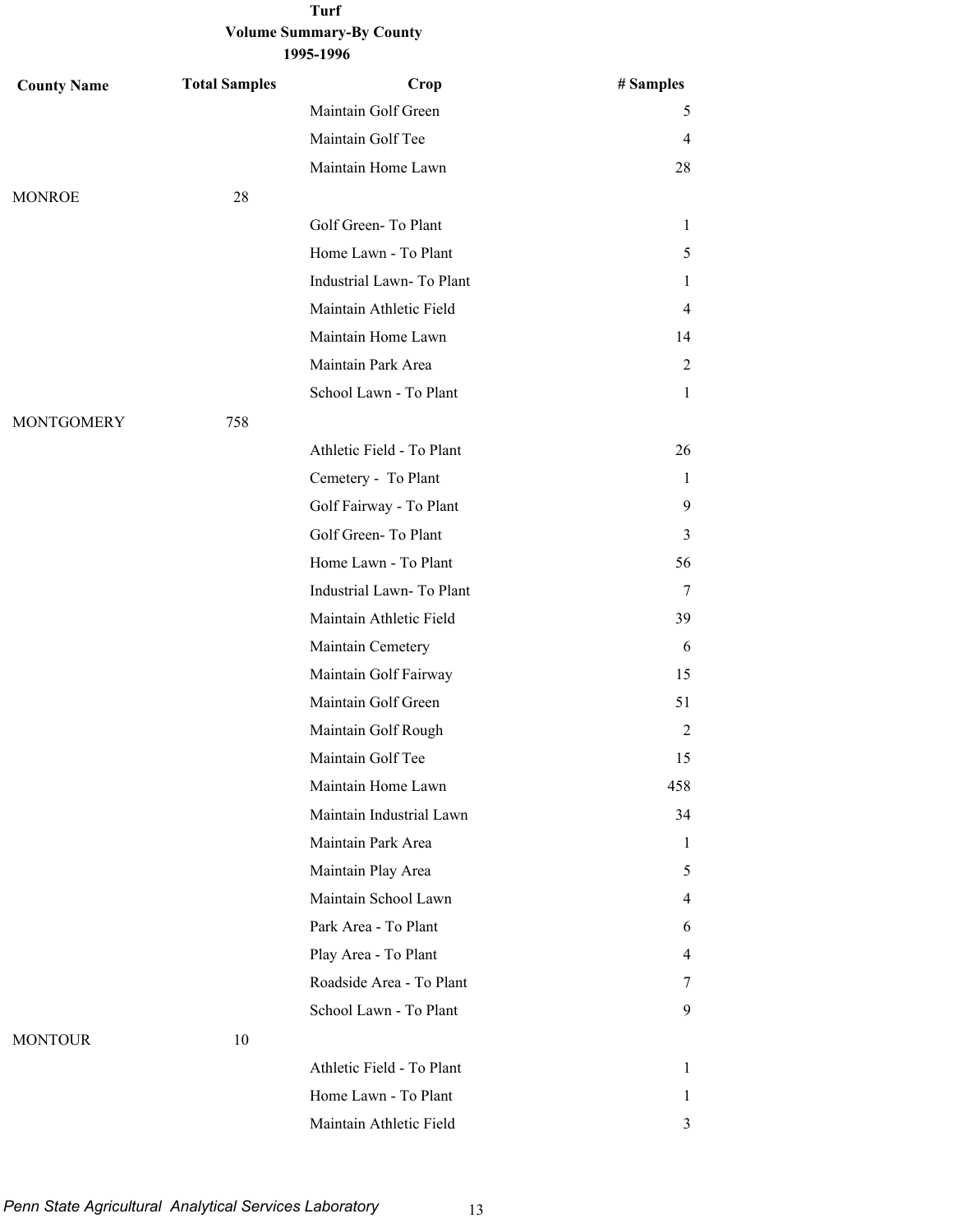**Turf**
**Volume Summary-By County**
**1995-1996**

| County Name | Total Samples | Crop | # Samples |
|---|---|---|---|
| | | Maintain Golf Green | 5 |
| | | Maintain Golf Tee | 4 |
| | | Maintain Home Lawn | 28 |
| MONROE | 28 | | |
| | | Golf Green- To Plant | 1 |
| | | Home Lawn - To Plant | 5 |
| | | Industrial Lawn- To Plant | 1 |
| | | Maintain Athletic Field | 4 |
| | | Maintain Home Lawn | 14 |
| | | Maintain Park Area | 2 |
| | | School Lawn - To Plant | 1 |
| MONTGOMERY | 758 | | |
| | | Athletic Field - To Plant | 26 |
| | | Cemetery - To Plant | 1 |
| | | Golf Fairway - To Plant | 9 |
| | | Golf Green- To Plant | 3 |
| | | Home Lawn - To Plant | 56 |
| | | Industrial Lawn- To Plant | 7 |
| | | Maintain Athletic Field | 39 |
| | | Maintain Cemetery | 6 |
| | | Maintain Golf Fairway | 15 |
| | | Maintain Golf Green | 51 |
| | | Maintain Golf Rough | 2 |
| | | Maintain Golf Tee | 15 |
| | | Maintain Home Lawn | 458 |
| | | Maintain Industrial Lawn | 34 |
| | | Maintain Park Area | 1 |
| | | Maintain Play Area | 5 |
| | | Maintain School Lawn | 4 |
| | | Park Area - To Plant | 6 |
| | | Play Area - To Plant | 4 |
| | | Roadside Area - To Plant | 7 |
| | | School Lawn - To Plant | 9 |
| MONTOUR | 10 | | |
| | | Athletic Field - To Plant | 1 |
| | | Home Lawn - To Plant | 1 |
| | | Maintain Athletic Field | 3 |

*Penn State Agricultural Analytical Services Laboratory*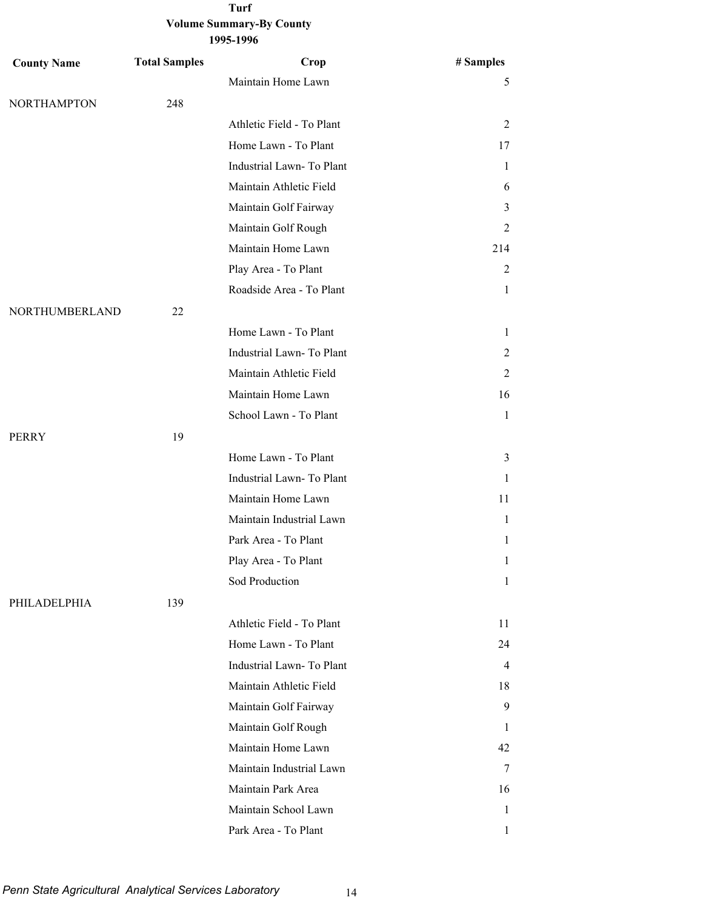**Turf**

**Volume Summary-By County**

**1995-1996**

| County Name | Total Samples | Crop | # Samples |
|---|---|---|---|
| | | Maintain Home Lawn | 5 |
| NORTHAMPTON | 248 | | |
| | | Athletic Field - To Plant | 2 |
| | | Home Lawn - To Plant | 17 |
| | | Industrial Lawn- To Plant | 1 |
| | | Maintain Athletic Field | 6 |
| | | Maintain Golf Fairway | 3 |
| | | Maintain Golf Rough | 2 |
| | | Maintain Home Lawn | 214 |
| | | Play Area - To Plant | 2 |
| | | Roadside Area - To Plant | 1 |
| NORTHUMBERLAND | 22 | | |
| | | Home Lawn - To Plant | 1 |
| | | Industrial Lawn- To Plant | 2 |
| | | Maintain Athletic Field | 2 |
| | | Maintain Home Lawn | 16 |
| | | School Lawn - To Plant | 1 |
| PERRY | 19 | | |
| | | Home Lawn - To Plant | 3 |
| | | Industrial Lawn- To Plant | 1 |
| | | Maintain Home Lawn | 11 |
| | | Maintain Industrial Lawn | 1 |
| | | Park Area - To Plant | 1 |
| | | Play Area - To Plant | 1 |
| | | Sod Production | 1 |
| PHILADELPHIA | 139 | | |
| | | Athletic Field - To Plant | 11 |
| | | Home Lawn - To Plant | 24 |
| | | Industrial Lawn- To Plant | 4 |
| | | Maintain Athletic Field | 18 |
| | | Maintain Golf Fairway | 9 |
| | | Maintain Golf Rough | 1 |
| | | Maintain Home Lawn | 42 |
| | | Maintain Industrial Lawn | 7 |
| | | Maintain Park Area | 16 |
| | | Maintain School Lawn | 1 |
| | | Park Area - To Plant | 1 |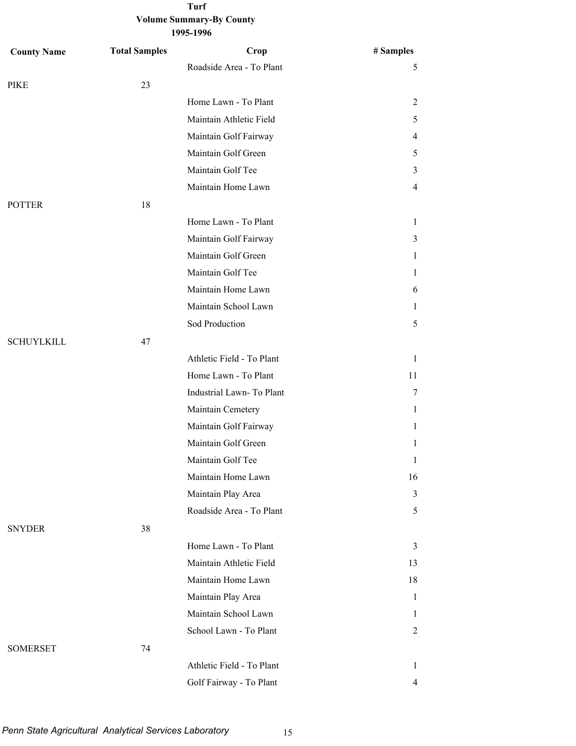**Turf**
**Volume Summary-By County**
**1995-1996**

| County Name | Total Samples | Crop | # Samples |
|---|---|---|---|
| | | Roadside Area - To Plant | 5 |
| PIKE | 23 | | |
| | | Home Lawn - To Plant | 2 |
| | | Maintain Athletic Field | 5 |
| | | Maintain Golf Fairway | 4 |
| | | Maintain Golf Green | 5 |
| | | Maintain Golf Tee | 3 |
| | | Maintain Home Lawn | 4 |
| POTTER | 18 | | |
| | | Home Lawn - To Plant | 1 |
| | | Maintain Golf Fairway | 3 |
| | | Maintain Golf Green | 1 |
| | | Maintain Golf Tee | 1 |
| | | Maintain Home Lawn | 6 |
| | | Maintain School Lawn | 1 |
| | | Sod Production | 5 |
| SCHUYLKILL | 47 | | |
| | | Athletic Field - To Plant | 1 |
| | | Home Lawn - To Plant | 11 |
| | | Industrial Lawn- To Plant | 7 |
| | | Maintain Cemetery | 1 |
| | | Maintain Golf Fairway | 1 |
| | | Maintain Golf Green | 1 |
| | | Maintain Golf Tee | 1 |
| | | Maintain Home Lawn | 16 |
| | | Maintain Play Area | 3 |
| | | Roadside Area - To Plant | 5 |
| SNYDER | 38 | | |
| | | Home Lawn - To Plant | 3 |
| | | Maintain Athletic Field | 13 |
| | | Maintain Home Lawn | 18 |
| | | Maintain Play Area | 1 |
| | | Maintain School Lawn | 1 |
| | | School Lawn - To Plant | 2 |
| SOMERSET | 74 | | |
| | | Athletic Field - To Plant | 1 |
| | | Golf Fairway - To Plant | 4 |

*Penn State Agricultural Analytical Services Laboratory*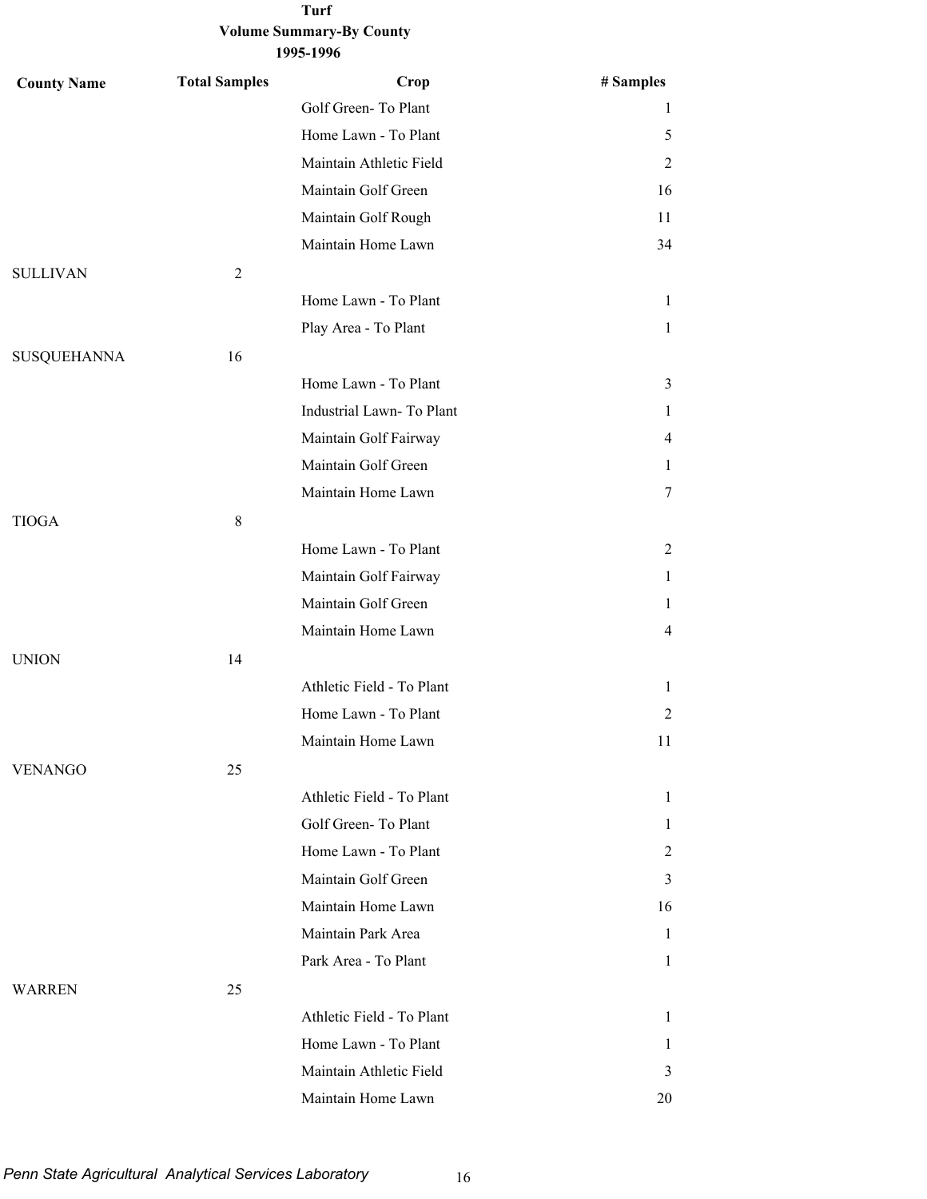**Turf**
**Volume Summary-By County**
**1995-1996**

| County Name | Total Samples | Crop | # Samples |
|---|---|---|---|
| | | Golf Green- To Plant | 1 |
| | | Home Lawn - To Plant | 5 |
| | | Maintain Athletic Field | 2 |
| | | Maintain Golf Green | 16 |
| | | Maintain Golf Rough | 11 |
| | | Maintain Home Lawn | 34 |
| SULLIVAN | 2 | | |
| | | Home Lawn - To Plant | 1 |
| | | Play Area - To Plant | 1 |
| SUSQUEHANNA | 16 | | |
| | | Home Lawn - To Plant | 3 |
| | | Industrial Lawn- To Plant | 1 |
| | | Maintain Golf Fairway | 4 |
| | | Maintain Golf Green | 1 |
| | | Maintain Home Lawn | 7 |
| TIOGA | 8 | | |
| | | Home Lawn - To Plant | 2 |
| | | Maintain Golf Fairway | 1 |
| | | Maintain Golf Green | 1 |
| | | Maintain Home Lawn | 4 |
| UNION | 14 | | |
| | | Athletic Field - To Plant | 1 |
| | | Home Lawn - To Plant | 2 |
| | | Maintain Home Lawn | 11 |
| VENANGO | 25 | | |
| | | Athletic Field - To Plant | 1 |
| | | Golf Green- To Plant | 1 |
| | | Home Lawn - To Plant | 2 |
| | | Maintain Golf Green | 3 |
| | | Maintain Home Lawn | 16 |
| | | Maintain Park Area | 1 |
| | | Park Area - To Plant | 1 |
| WARREN | 25 | | |
| | | Athletic Field - To Plant | 1 |
| | | Home Lawn - To Plant | 1 |
| | | Maintain Athletic Field | 3 |
| | | Maintain Home Lawn | 20 |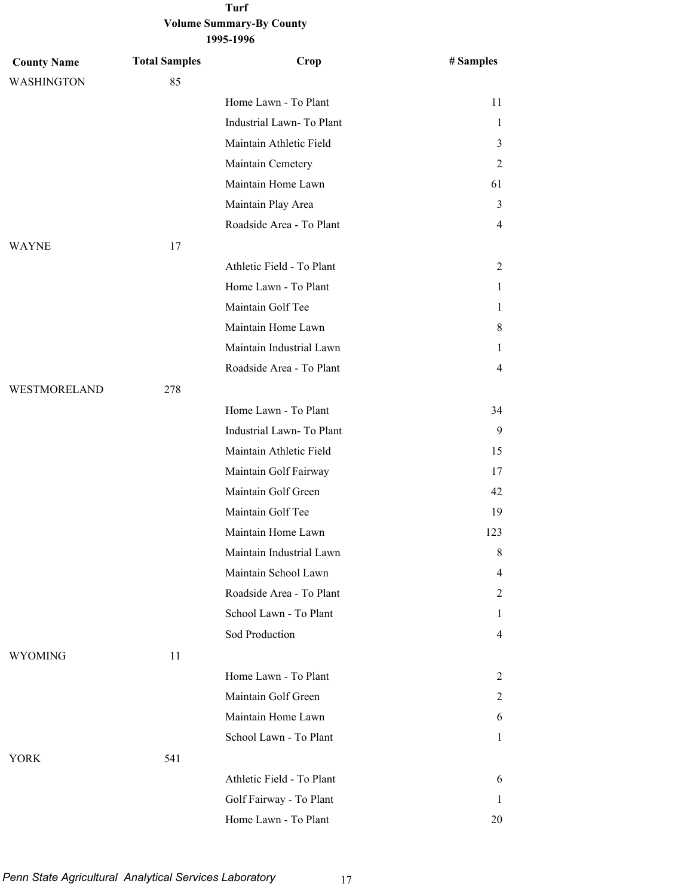# Turf

## Volume Summary-By County

### 1995-1996

| County Name | Total Samples | Crop | # Samples |
|---|---|---|---|
| WASHINGTON | 85 | | |
| | | Home Lawn - To Plant | 11 |
| | | Industrial Lawn- To Plant | 1 |
| | | Maintain Athletic Field | 3 |
| | | Maintain Cemetery | 2 |
| | | Maintain Home Lawn | 61 |
| | | Maintain Play Area | 3 |
| | | Roadside Area - To Plant | 4 |
| WAYNE | 17 | | |
| | | Athletic Field - To Plant | 2 |
| | | Home Lawn - To Plant | 1 |
| | | Maintain Golf Tee | 1 |
| | | Maintain Home Lawn | 8 |
| | | Maintain Industrial Lawn | 1 |
| | | Roadside Area - To Plant | 4 |
| WESTMORELAND | 278 | | |
| | | Home Lawn - To Plant | 34 |
| | | Industrial Lawn- To Plant | 9 |
| | | Maintain Athletic Field | 15 |
| | | Maintain Golf Fairway | 17 |
| | | Maintain Golf Green | 42 |
| | | Maintain Golf Tee | 19 |
| | | Maintain Home Lawn | 123 |
| | | Maintain Industrial Lawn | 8 |
| | | Maintain School Lawn | 4 |
| | | Roadside Area - To Plant | 2 |
| | | School Lawn - To Plant | 1 |
| | | Sod Production | 4 |
| WYOMING | 11 | | |
| | | Home Lawn - To Plant | 2 |
| | | Maintain Golf Green | 2 |
| | | Maintain Home Lawn | 6 |
| | | School Lawn - To Plant | 1 |
| YORK | 541 | | |
| | | Athletic Field - To Plant | 6 |
| | | Golf Fairway - To Plant | 1 |
| | | Home Lawn - To Plant | 20 |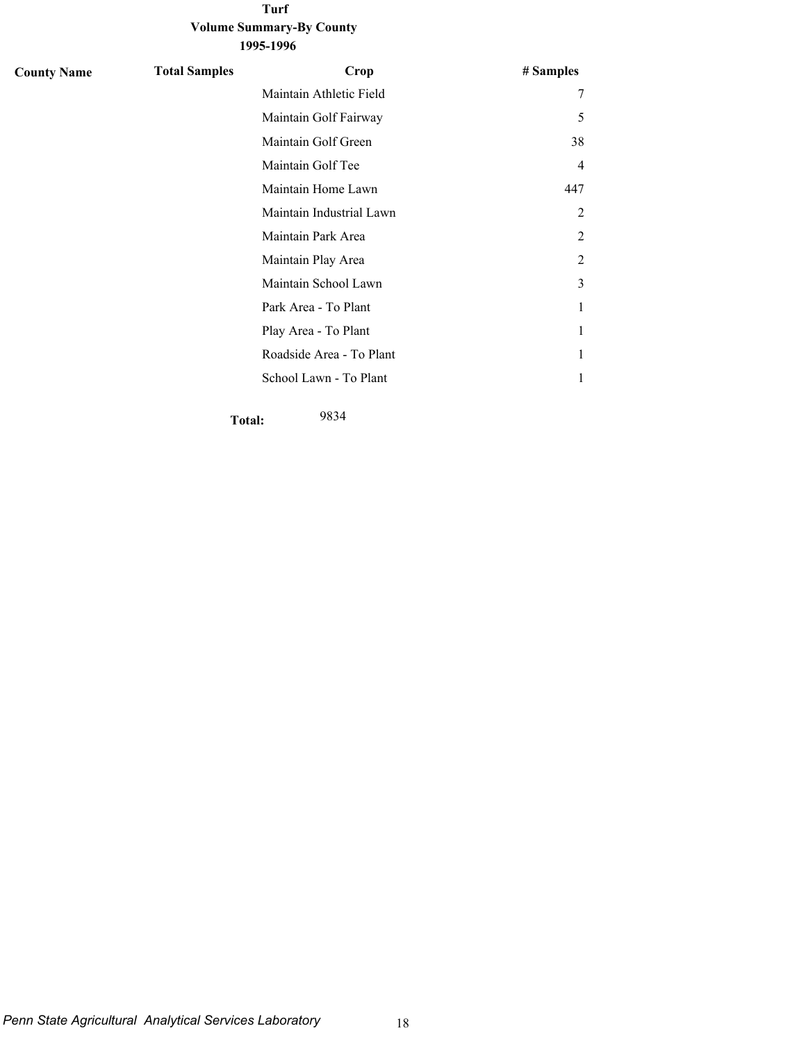**Turf**

**Volume Summary-By County**

**1995-1996**

| County Name | Total Samples | Crop | # Samples |
|---|---|---|---|
| | | Maintain Athletic Field | 7 |
| | | Maintain Golf Fairway | 5 |
| | | Maintain Golf Green | 38 |
| | | Maintain Golf Tee | 4 |
| | | Maintain Home Lawn | 447 |
| | | Maintain Industrial Lawn | 2 |
| | | Maintain Park Area | 2 |
| | | Maintain Play Area | 2 |
| | | Maintain School Lawn | 3 |
| | | Park Area - To Plant | 1 |
| | | Play Area - To Plant | 1 |
| | | Roadside Area - To Plant | 1 |
| | | School Lawn - To Plant | 1 |

**Total:** 9834

*Penn State Agricultural Analytical Services Laboratory*